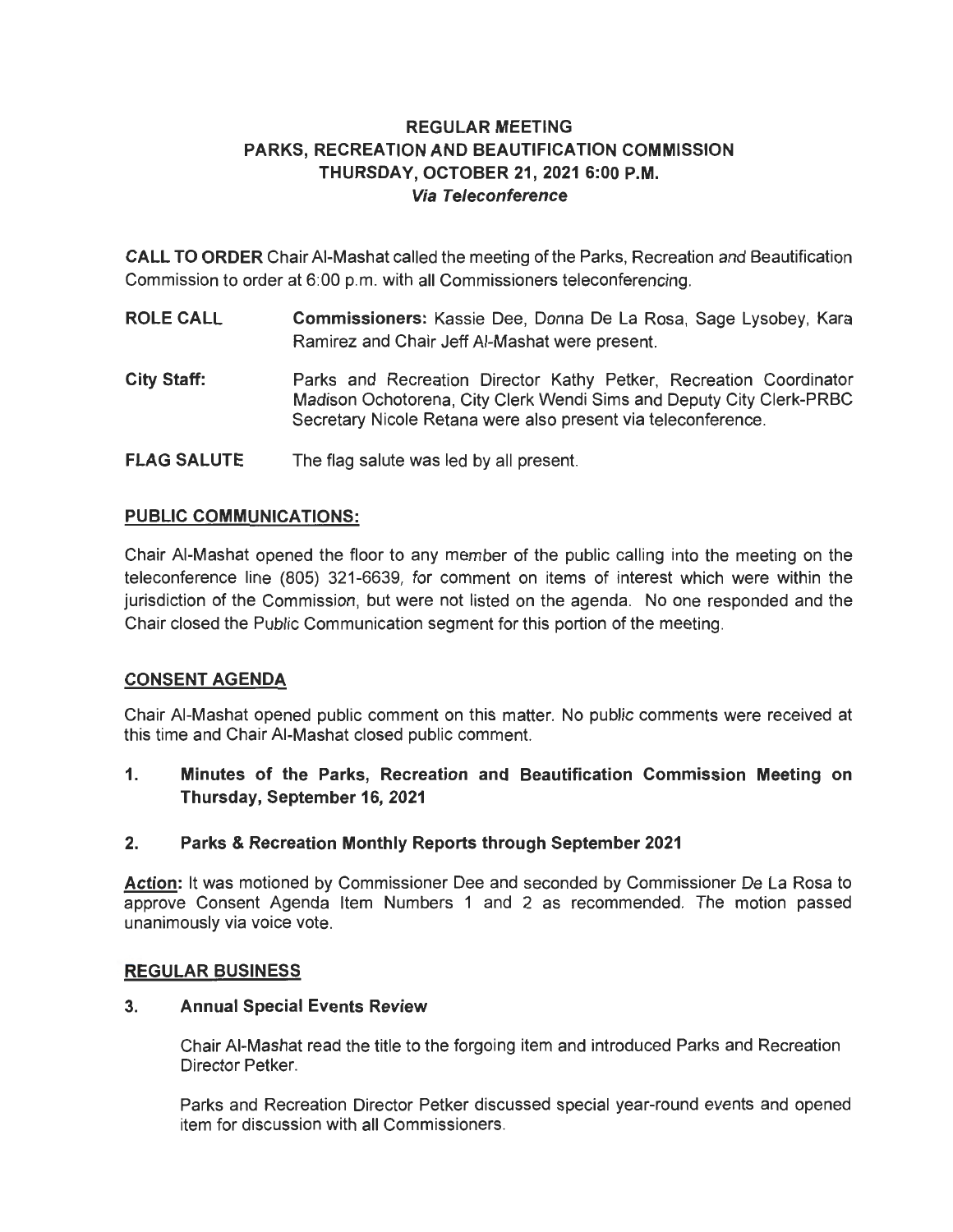# REGULAR MEETING
# PARKS, RECREATION AND BEAUTIFICATION COMMISSION
# THURSDAY, OCTOBER 21, 2021 6:00 P.M.
## *Via Teleconference*

**CALL TO ORDER** Chair Al-Mashat called the meeting of the Parks, Recreation and Beautification Commission to order at 6:00 p.m. with all Commissioners teleconferencing.

**ROLE CALL** **Commissioners:** Kassie Dee, Donna De La Rosa, Sage Lysobey, Kara Ramirez and Chair Jeff Al-Mashat were present.

**City Staff:** Parks and Recreation Director Kathy Petker, Recreation Coordinator Madison Ochotorena, City Clerk Wendi Sims and Deputy City Clerk-PRBC Secretary Nicole Retana were also present via teleconference.

**FLAG SALUTE** The flag salute was led by all present.

## PUBLIC COMMUNICATIONS:

Chair Al-Mashat opened the floor to any member of the public calling into the meeting on the teleconference line (805) 321-6639, for comment on items of interest which were within the jurisdiction of the Commission, but were not listed on the agenda. No one responded and the Chair closed the Public Communication segment for this portion of the meeting.

## CONSENT AGENDA

Chair Al-Mashat opened public comment on this matter. No public comments were received at this time and Chair Al-Mashat closed public comment.

**1. Minutes of the Parks, Recreation and Beautification Commission Meeting on Thursday, September 16, 2021**

**2. Parks & Recreation Monthly Reports through September 2021**

**Action:** It was motioned by Commissioner Dee and seconded by Commissioner De La Rosa to approve Consent Agenda Item Numbers 1 and 2 as recommended. The motion passed unanimously via voice vote.

## REGULAR BUSINESS

**3. Annual Special Events Review**

Chair Al-Mashat read the title to the forgoing item and introduced Parks and Recreation Director Petker.

Parks and Recreation Director Petker discussed special year-round events and opened item for discussion with all Commissioners.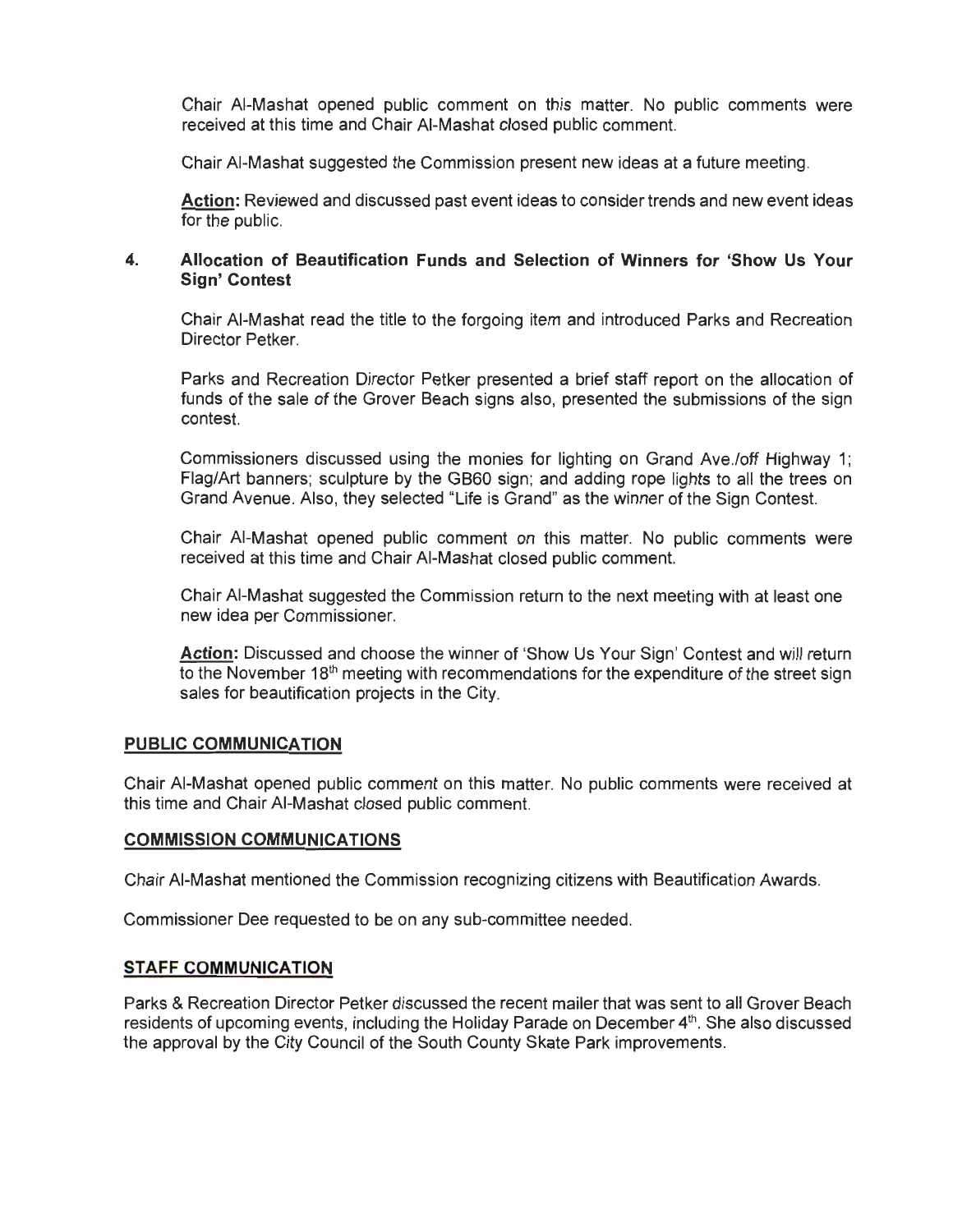Chair Al-Mashat opened public comment on this matter. No public comments were received at this time and Chair Al-Mashat closed public comment.

Chair Al-Mashat suggested the Commission present new ideas at a future meeting.

**Action:** Reviewed and discussed past event ideas to consider trends and new event ideas for the public.

### 4. Allocation of Beautification Funds and Selection of Winners for 'Show Us Your Sign' Contest

Chair Al-Mashat read the title to the forgoing item and introduced Parks and Recreation Director Petker.

Parks and Recreation Director Petker presented a brief staff report on the allocation of funds of the sale of the Grover Beach signs also, presented the submissions of the sign contest.

Commissioners discussed using the monies for lighting on Grand Ave./off Highway 1; Flag/Art banners; sculpture by the GB60 sign; and adding rope lights to all the trees on Grand Avenue. Also, they selected "Life is Grand" as the winner of the Sign Contest.

Chair Al-Mashat opened public comment on this matter. No public comments were received at this time and Chair Al-Mashat closed public comment.

Chair Al-Mashat suggested the Commission return to the next meeting with at least one new idea per Commissioner.

**Action:** Discussed and choose the winner of 'Show Us Your Sign' Contest and will return to the November 18th meeting with recommendations for the expenditure of the street sign sales for beautification projects in the City.

## PUBLIC COMMUNICATION

Chair Al-Mashat opened public comment on this matter. No public comments were received at this time and Chair Al-Mashat closed public comment.

## COMMISSION COMMUNICATIONS

Chair Al-Mashat mentioned the Commission recognizing citizens with Beautification Awards.

Commissioner Dee requested to be on any sub-committee needed.

## STAFF COMMUNICATION

Parks & Recreation Director Petker discussed the recent mailer that was sent to all Grover Beach residents of upcoming events, including the Holiday Parade on December 4th. She also discussed the approval by the City Council of the South County Skate Park improvements.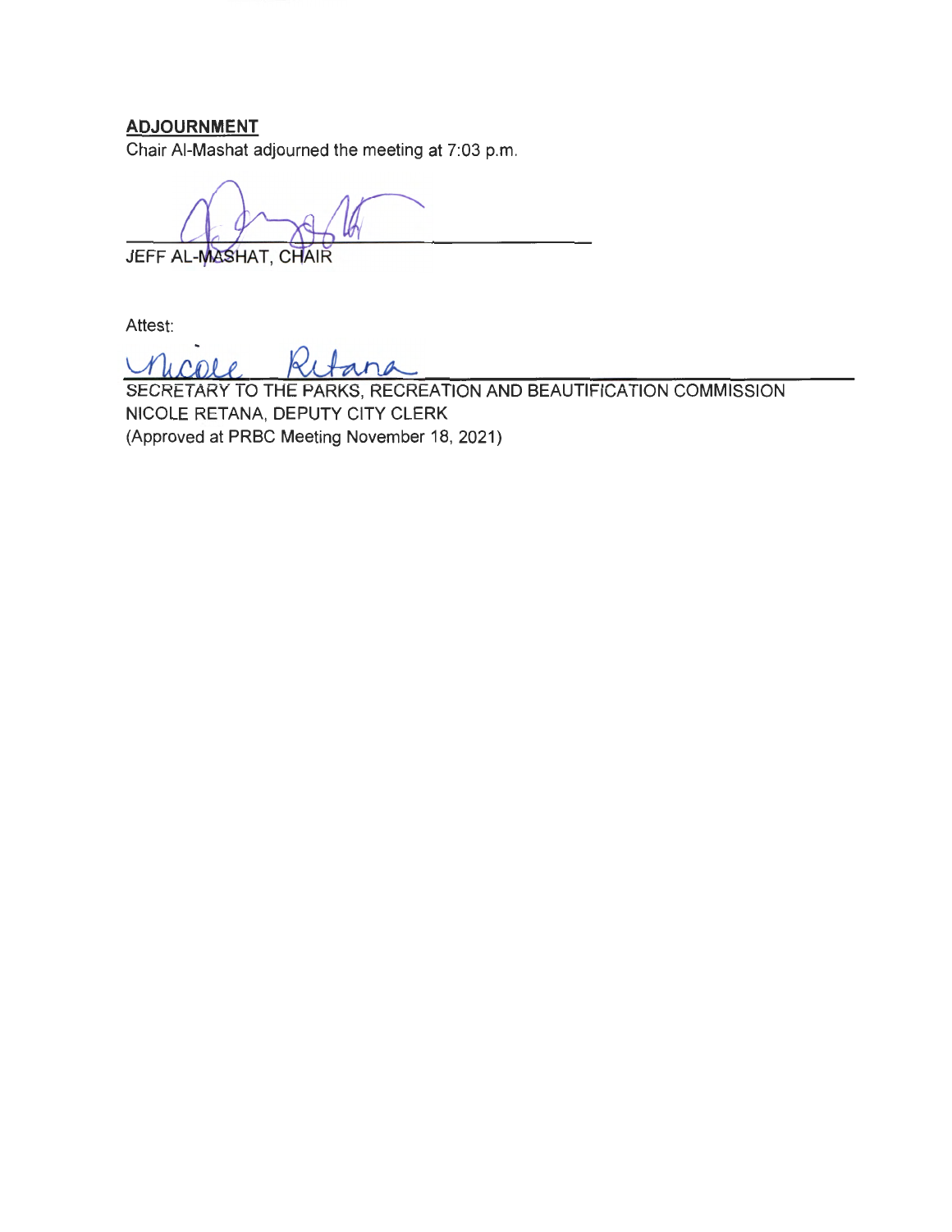**ADJOURNMENT**

Chair Al-Mashat adjourned the meeting at 7:03 p.m.

JEFF AL-MASHAT, CHAIR

Attest:

Nicole Retana

SECRETARY TO THE PARKS, RECREATION AND BEAUTIFICATION COMMISSION
NICOLE RETANA, DEPUTY CITY CLERK
(Approved at PRBC Meeting November 18, 2021)